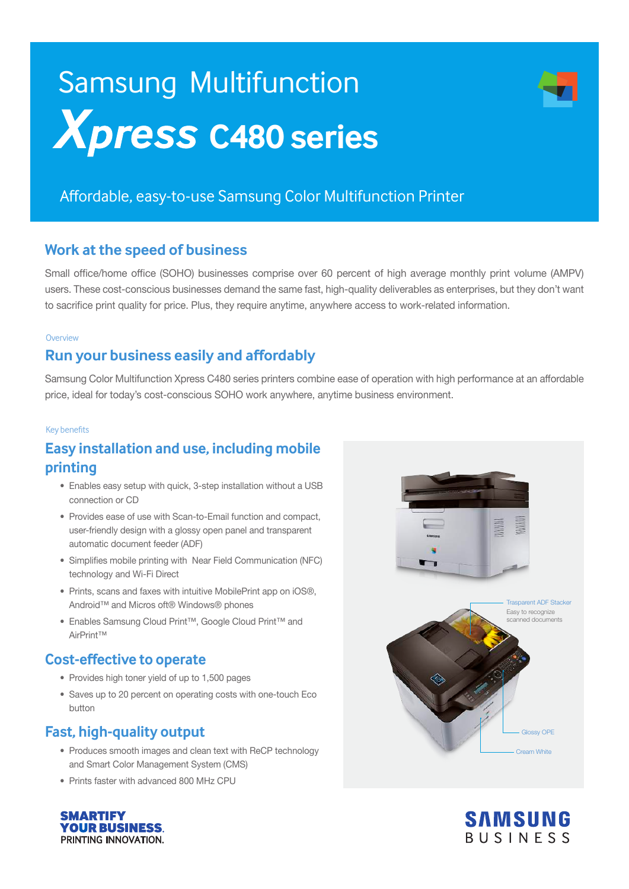# Samsung Multifunction *Xpress* C480 series

Affordable, easy-to-use Samsung Color Multifunction Printer

## Work at the speed of business

Small office/home office (SOHO) businesses comprise over 60 percent of high average monthly print volume (AMPV) users. These cost-conscious businesses demand the same fast, high-quality deliverables as enterprises, but they don't want to sacrifice print quality for price. Plus, they require anytime, anywhere access to work-related information.

Overview

## Run your business easily and affordably

Samsung Color Multifunction Xpress C480 series printers combine ease of operation with high performance at an affordable price, ideal for today's cost-conscious SOHO work anywhere, anytime business environment.

Key benefits

## Easy installation and use, including mobile printing

- Enables easy setup with quick, 3-step installation without a USB connection or CD
- Provides ease of use with Scan-to-Email function and compact, user-friendly design with a glossy open panel and transparent automatic document feeder (ADF)
- Simplifies mobile printing with Near Field Communication (NFC) technology and Wi-Fi Direct
- Prints, scans and faxes with intuitive MobilePrint app on iOS®, Android™ and Micros oft® Windows® phones
- Enables Samsung Cloud Print™, Google Cloud Print™ and AirPrint™

## Cost-effective to operate

- Provides high toner yield of up to 1,500 pages
- Saves up to 20 percent on operating costs with one-touch Eco button

## Fast, high-quality output

- Produces smooth images and clean text with ReCP technology and Smart Color Management System (CMS)
- Prints faster with advanced 800 MHz CPU

Trasparent ADF Stacker
Easy to recognize scanned documents

Glossy OPE

Cream White

**SMARTIFY YOUR BUSINESS.**
PRINTING INNOVATION.

SAMSUNG BUSINESS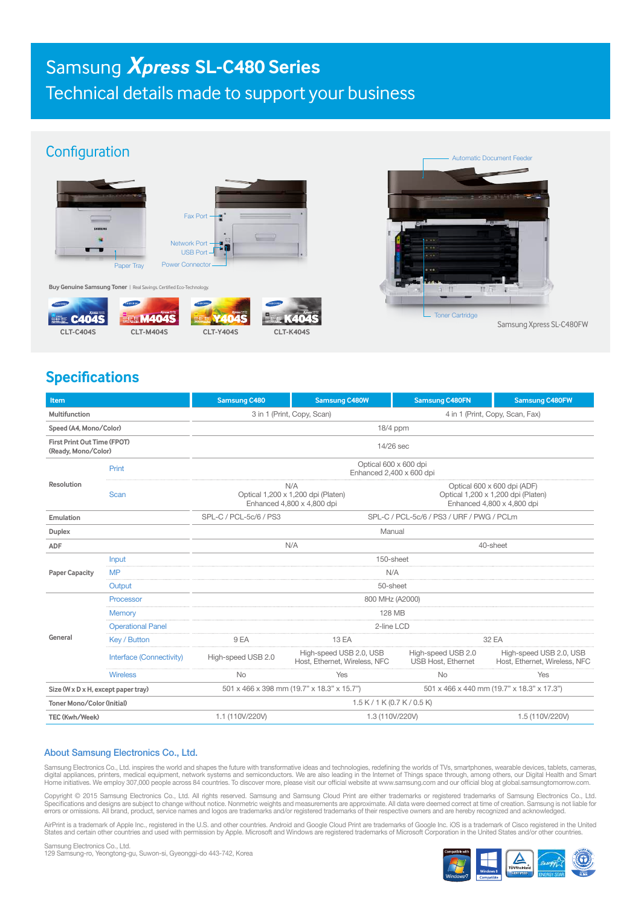# Samsung *Xpress* SL-C480 Series

Technical details made to support your business

## Configuration

Fax Port

Network Port

USB Port

Power Connector

Paper Tray

Automatic Document Feeder

Toner Cartridge

Samsung Xpress SL-C480FW

**Buy Genuine Samsung Toner** | Real Savings. Certified Eco-Technology.

CLT-C404S CLT-M404S CLT-Y404S CLT-K404S

## Specifications

| Item | | Samsung C480 | Samsung C480W | Samsung C480FN | Samsung C480FW |
|---|---|---|---|---|---|
| Multifunction | | 3 in 1 (Print, Copy, Scan) | | 4 in 1 (Print, Copy, Scan, Fax) | |
| Speed (A4, Mono/Color) | | 18/4 ppm | | | |
| First Print Out Time (FPOT) (Ready, Mono/Color) | | 14/26 sec | | | |
| Resolution | Print | Optical 600 x 600 dpi<br>Enhanced 2,400 x 600 dpi | | | |
| | Scan | N/A<br>Optical 1,200 x 1,200 dpi (Platen)<br>Enhanced 4,800 x 4,800 dpi | | Optical 600 x 600 dpi (ADF)<br>Optical 1,200 x 1,200 dpi (Platen)<br>Enhanced 4,800 x 4,800 dpi | |
| Emulation | | SPL-C / PCL-5c/6 / PS3 | SPL-C / PCL-5c/6 / PS3 / URF / PWG / PCLm | | |
| Duplex | | Manual | | | |
| ADF | | N/A | | 40-sheet | |
| Paper Capacity | Input | 150-sheet | | | |
| | MP | N/A | | | |
| | Output | 50-sheet | | | |
| General | Processor | 800 MHz (A2000) | | | |
| | Memory | 128 MB | | | |
| | Operational Panel | 2-line LCD | | | |
| | Key / Button | 9 EA | 13 EA | 32 EA | |
| | Interface (Connectivity) | High-speed USB 2.0 | High-speed USB 2.0, USB Host, Ethernet, Wireless, NFC | High-speed USB 2.0 USB Host, Ethernet | High-speed USB 2.0, USB Host, Ethernet, Wireless, NFC |
| | Wireless | No | Yes | No | Yes |
| Size (W x D x H, except paper tray) | | 501 x 466 x 398 mm (19.7" x 18.3" x 15.7") | | 501 x 466 x 440 mm (19.7" x 18.3" x 17.3") | |
| Toner Mono/Color (Initial) | | 1.5 K / 1 K (0.7 K / 0.5 K) | | | |
| TEC (Kwh/Week) | | 1.1 (110V/220V) | 1.3 (110V/220V) | | 1.5 (110V/220V) |

### About Samsung Electronics Co., Ltd.

Samsung Electronics Co., Ltd. inspires the world and shapes the future with transformative ideas and technologies, redefining the worlds of TVs, smartphones, wearable devices, tablets, cameras, digital appliances, printers, medical equipment, network systems and semiconductors. We are also leading in the Internet of Things space through, among others, our Digital Health and Smart Home initiatives. We employ 307,000 people across 84 countries. To discover more, please visit our official website at www.samsung.com and our official blog at global.samsungtomorrow.com.

Copyright © 2015 Samsung Electronics Co., Ltd. All rights reserved. Samsung and Samsung Cloud Print are either trademarks or registered trademarks of Samsung Electronics Co., Ltd. Specifications and designs are subject to change without notice. Nonmetric weights and measurements are approximate. All data were deemed correct at time of creation. Samsung is not liable for errors or omissions. All brand, product, service names and logos are trademarks and/or registered trademarks of their respective owners and are hereby recognized and acknowledged.

AirPrint is a trademark of Apple Inc., registered in the U.S. and other countries. Android and Google Cloud Print are trademarks of Google Inc. iOS is a trademark of Cisco registered in the United States and certain other countries and used with permission by Apple. Microsoft and Windows are registered trademarks of Microsoft Corporation in the United States and/or other countries.

Samsung Electronics Co., Ltd.
129 Samsung-ro, Yeongtong-gu, Suwon-si, Gyeonggi-do 443-742, Korea